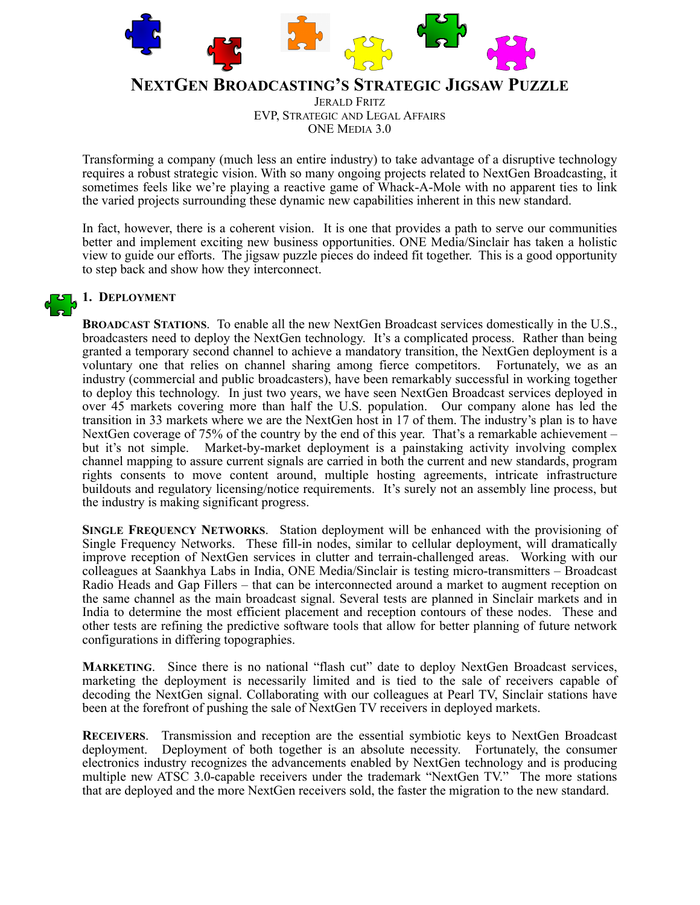# NextGen Broadcasting's Strategic Jigsaw Puzzle

Jerald Fritz
EVP, Strategic and Legal Affairs
ONE Media 3.0

Transforming a company (much less an entire industry) to take advantage of a disruptive technology requires a robust strategic vision. With so many ongoing projects related to NextGen Broadcasting, it sometimes feels like we're playing a reactive game of Whack-A-Mole with no apparent ties to link the varied projects surrounding these dynamic new capabilities inherent in this new standard.

In fact, however, there is a coherent vision. It is one that provides a path to serve our communities better and implement exciting new business opportunities. ONE Media/Sinclair has taken a holistic view to guide our efforts. The jigsaw puzzle pieces do indeed fit together. This is a good opportunity to step back and show how they interconnect.

## 1. Deployment

**Broadcast Stations**. To enable all the new NextGen Broadcast services domestically in the U.S., broadcasters need to deploy the NextGen technology. It's a complicated process. Rather than being granted a temporary second channel to achieve a mandatory transition, the NextGen deployment is a voluntary one that relies on channel sharing among fierce competitors. Fortunately, we as an industry (commercial and public broadcasters), have been remarkably successful in working together to deploy this technology. In just two years, we have seen NextGen Broadcast services deployed in over 45 markets covering more than half the U.S. population. Our company alone has led the transition in 33 markets where we are the NextGen host in 17 of them. The industry's plan is to have NextGen coverage of 75% of the country by the end of this year. That's a remarkable achievement – but it's not simple. Market-by-market deployment is a painstaking activity involving complex channel mapping to assure current signals are carried in both the current and new standards, program rights consents to move content around, multiple hosting agreements, intricate infrastructure buildouts and regulatory licensing/notice requirements. It's surely not an assembly line process, but the industry is making significant progress.

**Single Frequency Networks**. Station deployment will be enhanced with the provisioning of Single Frequency Networks. These fill-in nodes, similar to cellular deployment, will dramatically improve reception of NextGen services in clutter and terrain-challenged areas. Working with our colleagues at Saankhya Labs in India, ONE Media/Sinclair is testing micro-transmitters – Broadcast Radio Heads and Gap Fillers – that can be interconnected around a market to augment reception on the same channel as the main broadcast signal. Several tests are planned in Sinclair markets and in India to determine the most efficient placement and reception contours of these nodes. These and other tests are refining the predictive software tools that allow for better planning of future network configurations in differing topographies.

**Marketing**. Since there is no national "flash cut" date to deploy NextGen Broadcast services, marketing the deployment is necessarily limited and is tied to the sale of receivers capable of decoding the NextGen signal. Collaborating with our colleagues at Pearl TV, Sinclair stations have been at the forefront of pushing the sale of NextGen TV receivers in deployed markets.

**Receivers**. Transmission and reception are the essential symbiotic keys to NextGen Broadcast deployment. Deployment of both together is an absolute necessity. Fortunately, the consumer electronics industry recognizes the advancements enabled by NextGen technology and is producing multiple new ATSC 3.0-capable receivers under the trademark "NextGen TV." The more stations that are deployed and the more NextGen receivers sold, the faster the migration to the new standard.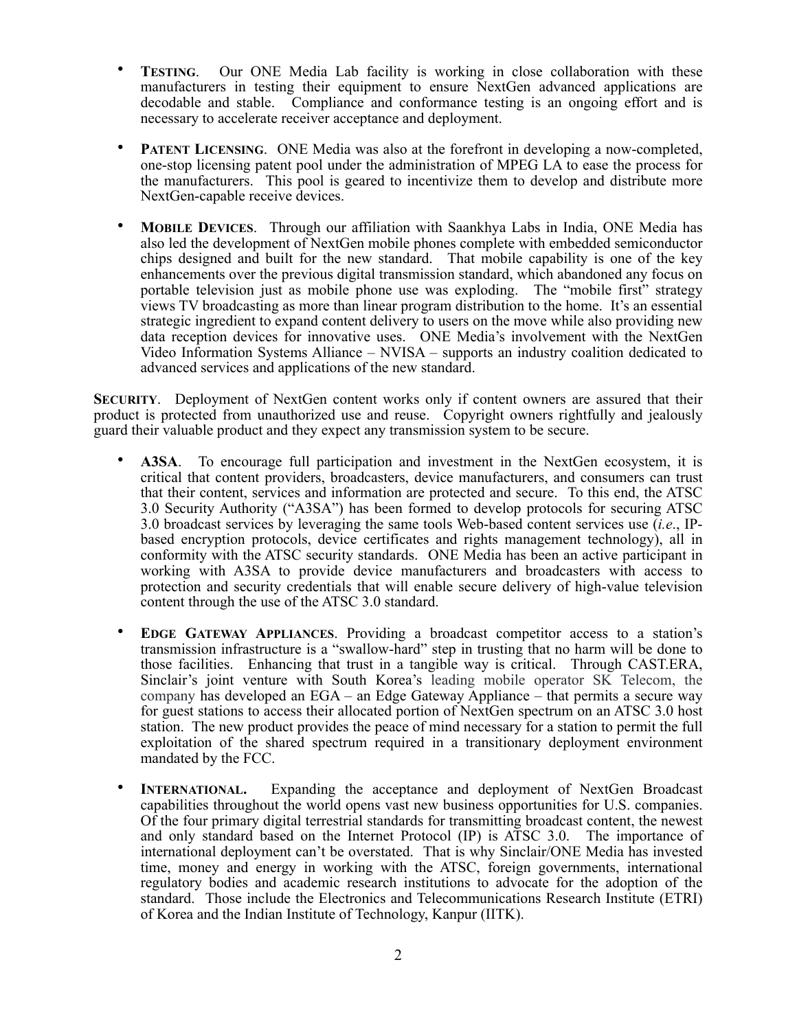- **Testing**. Our ONE Media Lab facility is working in close collaboration with these manufacturers in testing their equipment to ensure NextGen advanced applications are decodable and stable. Compliance and conformance testing is an ongoing effort and is necessary to accelerate receiver acceptance and deployment.

- **Patent Licensing**. ONE Media was also at the forefront in developing a now-completed, one-stop licensing patent pool under the administration of MPEG LA to ease the process for the manufacturers. This pool is geared to incentivize them to develop and distribute more NextGen-capable receive devices.

- **Mobile Devices**. Through our affiliation with Saankhya Labs in India, ONE Media has also led the development of NextGen mobile phones complete with embedded semiconductor chips designed and built for the new standard. That mobile capability is one of the key enhancements over the previous digital transmission standard, which abandoned any focus on portable television just as mobile phone use was exploding. The "mobile first" strategy views TV broadcasting as more than linear program distribution to the home. It's an essential strategic ingredient to expand content delivery to users on the move while also providing new data reception devices for innovative uses. ONE Media's involvement with the NextGen Video Information Systems Alliance – NVISA – supports an industry coalition dedicated to advanced services and applications of the new standard.

**Security**. Deployment of NextGen content works only if content owners are assured that their product is protected from unauthorized use and reuse. Copyright owners rightfully and jealously guard their valuable product and they expect any transmission system to be secure.

- **A3SA**. To encourage full participation and investment in the NextGen ecosystem, it is critical that content providers, broadcasters, device manufacturers, and consumers can trust that their content, services and information are protected and secure. To this end, the ATSC 3.0 Security Authority ("A3SA") has been formed to develop protocols for securing ATSC 3.0 broadcast services by leveraging the same tools Web-based content services use (*i.e*., IP-based encryption protocols, device certificates and rights management technology), all in conformity with the ATSC security standards. ONE Media has been an active participant in working with A3SA to provide device manufacturers and broadcasters with access to protection and security credentials that will enable secure delivery of high-value television content through the use of the ATSC 3.0 standard.

- **Edge Gateway Appliances**. Providing a broadcast competitor access to a station's transmission infrastructure is a "swallow-hard" step in trusting that no harm will be done to those facilities. Enhancing that trust in a tangible way is critical. Through CAST.ERA, Sinclair's joint venture with South Korea's leading mobile operator SK Telecom, the company has developed an EGA – an Edge Gateway Appliance – that permits a secure way for guest stations to access their allocated portion of NextGen spectrum on an ATSC 3.0 host station. The new product provides the peace of mind necessary for a station to permit the full exploitation of the shared spectrum required in a transitionary deployment environment mandated by the FCC.

- **International.** Expanding the acceptance and deployment of NextGen Broadcast capabilities throughout the world opens vast new business opportunities for U.S. companies. Of the four primary digital terrestrial standards for transmitting broadcast content, the newest and only standard based on the Internet Protocol (IP) is ATSC 3.0. The importance of international deployment can't be overstated. That is why Sinclair/ONE Media has invested time, money and energy in working with the ATSC, foreign governments, international regulatory bodies and academic research institutions to advocate for the adoption of the standard. Those include the Electronics and Telecommunications Research Institute (ETRI) of Korea and the Indian Institute of Technology, Kanpur (IITK).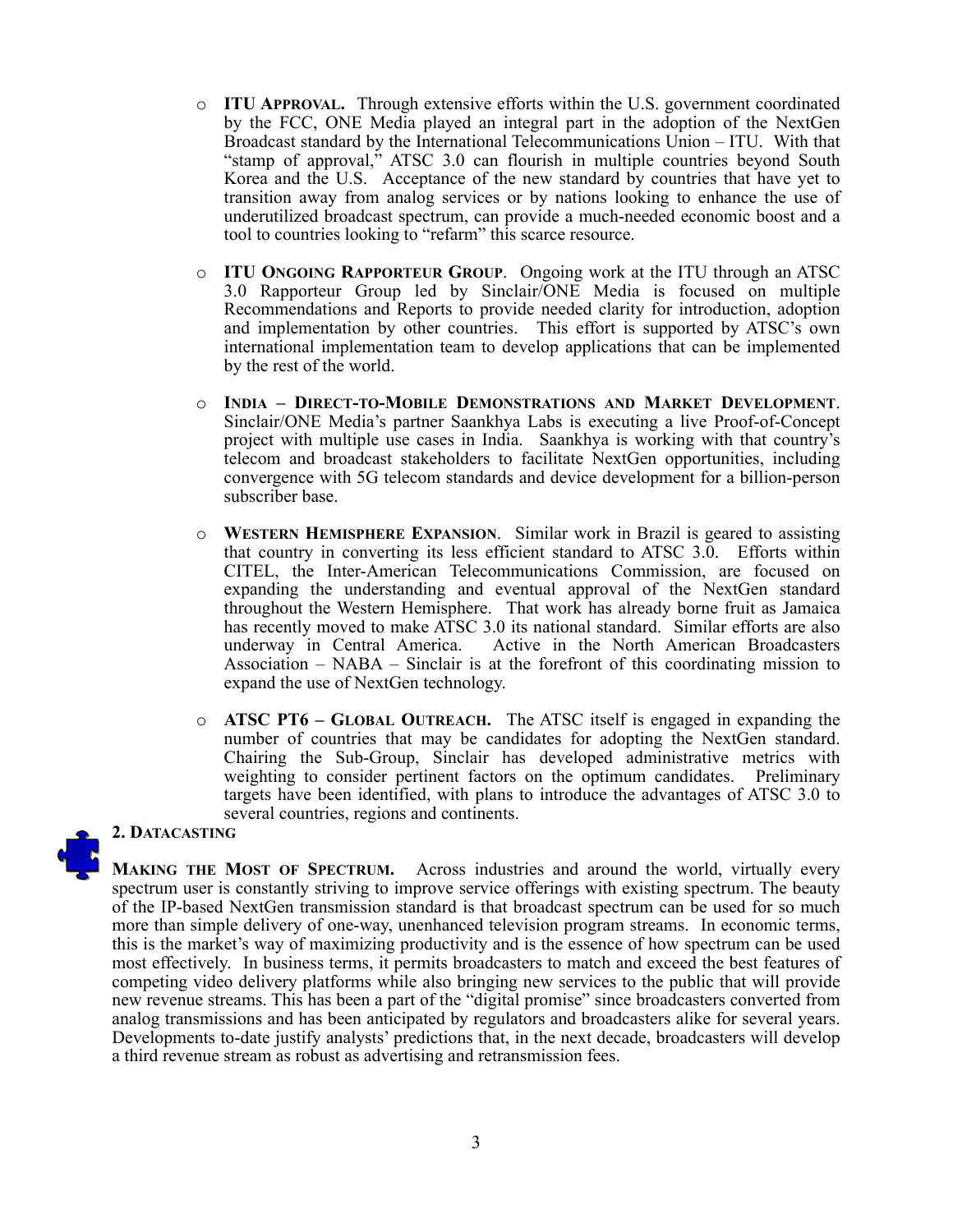- **ITU Approval.** Through extensive efforts within the U.S. government coordinated by the FCC, ONE Media played an integral part in the adoption of the NextGen Broadcast standard by the International Telecommunications Union – ITU. With that "stamp of approval," ATSC 3.0 can flourish in multiple countries beyond South Korea and the U.S. Acceptance of the new standard by countries that have yet to transition away from analog services or by nations looking to enhance the use of underutilized broadcast spectrum, can provide a much-needed economic boost and a tool to countries looking to "refarm" this scarce resource.

- **ITU Ongoing Rapporteur Group**. Ongoing work at the ITU through an ATSC 3.0 Rapporteur Group led by Sinclair/ONE Media is focused on multiple Recommendations and Reports to provide needed clarity for introduction, adoption and implementation by other countries. This effort is supported by ATSC's own international implementation team to develop applications that can be implemented by the rest of the world.

- **India – Direct-to-Mobile Demonstrations and Market Development**. Sinclair/ONE Media's partner Saankhya Labs is executing a live Proof-of-Concept project with multiple use cases in India. Saankhya is working with that country's telecom and broadcast stakeholders to facilitate NextGen opportunities, including convergence with 5G telecom standards and device development for a billion-person subscriber base.

- **Western Hemisphere Expansion**. Similar work in Brazil is geared to assisting that country in converting its less efficient standard to ATSC 3.0. Efforts within CITEL, the Inter-American Telecommunications Commission, are focused on expanding the understanding and eventual approval of the NextGen standard throughout the Western Hemisphere. That work has already borne fruit as Jamaica has recently moved to make ATSC 3.0 its national standard. Similar efforts are also underway in Central America. Active in the North American Broadcasters Association – NABA – Sinclair is at the forefront of this coordinating mission to expand the use of NextGen technology.

- **ATSC PT6 – Global Outreach.** The ATSC itself is engaged in expanding the number of countries that may be candidates for adopting the NextGen standard. Chairing the Sub-Group, Sinclair has developed administrative metrics with weighting to consider pertinent factors on the optimum candidates. Preliminary targets have been identified, with plans to introduce the advantages of ATSC 3.0 to several countries, regions and continents.

## 2. Datacasting

**Making the Most of Spectrum.** Across industries and around the world, virtually every spectrum user is constantly striving to improve service offerings with existing spectrum. The beauty of the IP-based NextGen transmission standard is that broadcast spectrum can be used for so much more than simple delivery of one-way, unenhanced television program streams. In economic terms, this is the market's way of maximizing productivity and is the essence of how spectrum can be used most effectively. In business terms, it permits broadcasters to match and exceed the best features of competing video delivery platforms while also bringing new services to the public that will provide new revenue streams. This has been a part of the "digital promise" since broadcasters converted from analog transmissions and has been anticipated by regulators and broadcasters alike for several years. Developments to-date justify analysts' predictions that, in the next decade, broadcasters will develop a third revenue stream as robust as advertising and retransmission fees.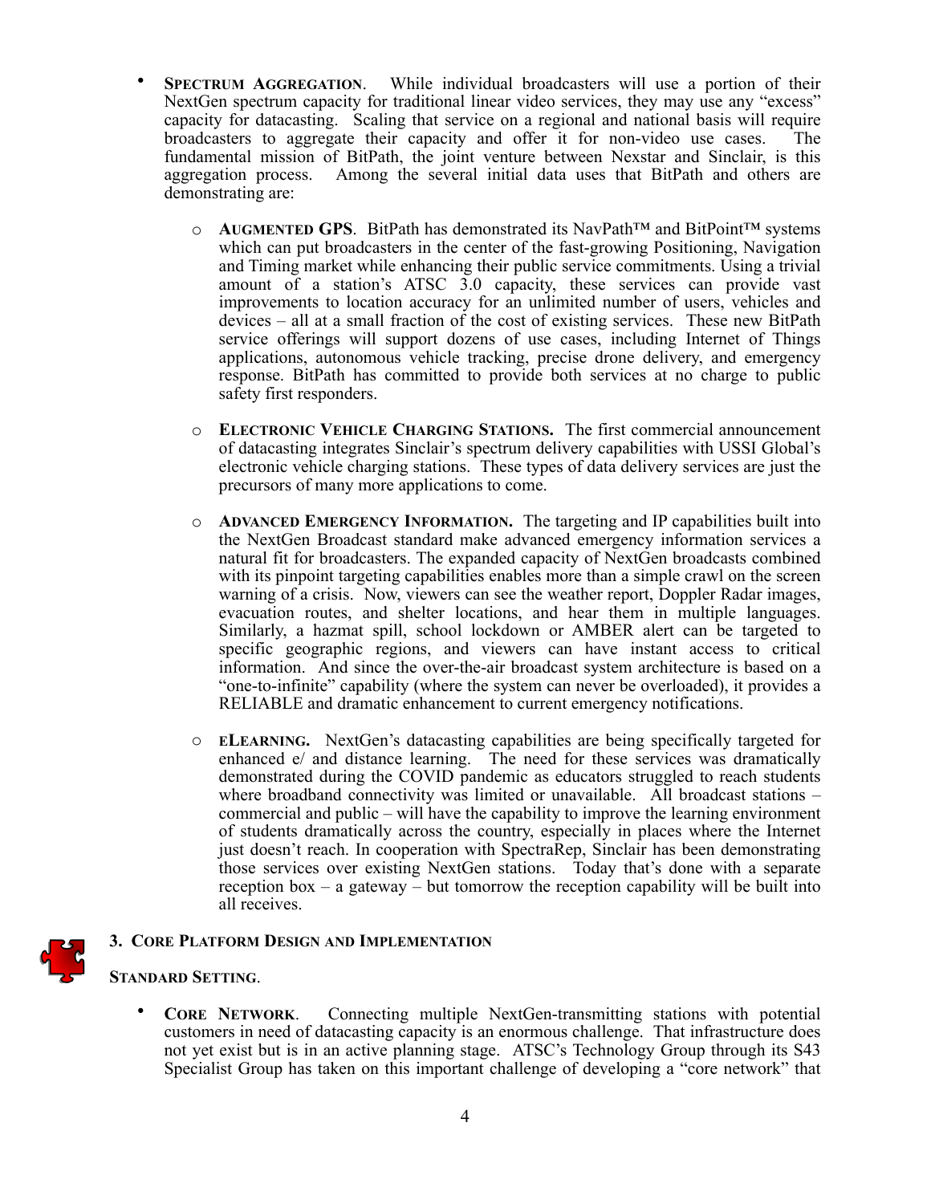- **Spectrum Aggregation**. While individual broadcasters will use a portion of their NextGen spectrum capacity for traditional linear video services, they may use any "excess" capacity for datacasting. Scaling that service on a regional and national basis will require broadcasters to aggregate their capacity and offer it for non-video use cases. The fundamental mission of BitPath, the joint venture between Nexstar and Sinclair, is this aggregation process. Among the several initial data uses that BitPath and others are demonstrating are:

  - **Augmented GPS**. BitPath has demonstrated its NavPath™ and BitPoint™ systems which can put broadcasters in the center of the fast-growing Positioning, Navigation and Timing market while enhancing their public service commitments. Using a trivial amount of a station's ATSC 3.0 capacity, these services can provide vast improvements to location accuracy for an unlimited number of users, vehicles and devices – all at a small fraction of the cost of existing services. These new BitPath service offerings will support dozens of use cases, including Internet of Things applications, autonomous vehicle tracking, precise drone delivery, and emergency response. BitPath has committed to provide both services at no charge to public safety first responders.

  - **Electronic Vehicle Charging Stations.** The first commercial announcement of datacasting integrates Sinclair's spectrum delivery capabilities with USSI Global's electronic vehicle charging stations. These types of data delivery services are just the precursors of many more applications to come.

  - **Advanced Emergency Information.** The targeting and IP capabilities built into the NextGen Broadcast standard make advanced emergency information services a natural fit for broadcasters. The expanded capacity of NextGen broadcasts combined with its pinpoint targeting capabilities enables more than a simple crawl on the screen warning of a crisis. Now, viewers can see the weather report, Doppler Radar images, evacuation routes, and shelter locations, and hear them in multiple languages. Similarly, a hazmat spill, school lockdown or AMBER alert can be targeted to specific geographic regions, and viewers can have instant access to critical information. And since the over-the-air broadcast system architecture is based on a "one-to-infinite" capability (where the system can never be overloaded), it provides a RELIABLE and dramatic enhancement to current emergency notifications.

  - **eLearning.** NextGen's datacasting capabilities are being specifically targeted for enhanced e/ and distance learning. The need for these services was dramatically demonstrated during the COVID pandemic as educators struggled to reach students where broadband connectivity was limited or unavailable. All broadcast stations – commercial and public – will have the capability to improve the learning environment of students dramatically across the country, especially in places where the Internet just doesn't reach. In cooperation with SpectraRep, Sinclair has been demonstrating those services over existing NextGen stations. Today that's done with a separate reception box – a gateway – but tomorrow the reception capability will be built into all receives.

### 3. Core Platform Design and Implementation

**Standard Setting**.

- **Core Network**. Connecting multiple NextGen-transmitting stations with potential customers in need of datacasting capacity is an enormous challenge. That infrastructure does not yet exist but is in an active planning stage. ATSC's Technology Group through its S43 Specialist Group has taken on this important challenge of developing a "core network" that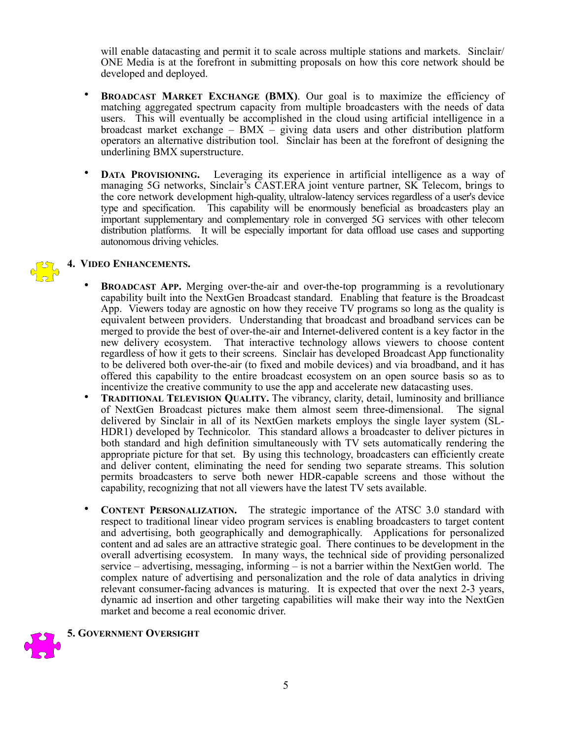will enable datacasting and permit it to scale across multiple stations and markets. Sinclair/ ONE Media is at the forefront in submitting proposals on how this core network should be developed and deployed.

- **Broadcast Market Exchange (BMX)**. Our goal is to maximize the efficiency of matching aggregated spectrum capacity from multiple broadcasters with the needs of data users. This will eventually be accomplished in the cloud using artificial intelligence in a broadcast market exchange – BMX – giving data users and other distribution platform operators an alternative distribution tool. Sinclair has been at the forefront of designing the underlining BMX superstructure.

- **Data Provisioning.** Leveraging its experience in artificial intelligence as a way of managing 5G networks, Sinclair's CAST.ERA joint venture partner, SK Telecom, brings to the core network development high-quality, ultralow-latency services regardless of a user's device type and specification. This capability will be enormously beneficial as broadcasters play an important supplementary and complementary role in converged 5G services with other telecom distribution platforms. It will be especially important for data offload use cases and supporting autonomous driving vehicles.

## 4. Video Enhancements.

- **Broadcast App.** Merging over-the-air and over-the-top programming is a revolutionary capability built into the NextGen Broadcast standard. Enabling that feature is the Broadcast App. Viewers today are agnostic on how they receive TV programs so long as the quality is equivalent between providers. Understanding that broadcast and broadband services can be merged to provide the best of over-the-air and Internet-delivered content is a key factor in the new delivery ecosystem. That interactive technology allows viewers to choose content regardless of how it gets to their screens. Sinclair has developed Broadcast App functionality to be delivered both over-the-air (to fixed and mobile devices) and via broadband, and it has offered this capability to the entire broadcast ecosystem on an open source basis so as to incentivize the creative community to use the app and accelerate new datacasting uses.
- **Traditional Television Quality.** The vibrancy, clarity, detail, luminosity and brilliance of NextGen Broadcast pictures make them almost seem three-dimensional. The signal delivered by Sinclair in all of its NextGen markets employs the single layer system (SL-HDR1) developed by Technicolor. This standard allows a broadcaster to deliver pictures in both standard and high definition simultaneously with TV sets automatically rendering the appropriate picture for that set. By using this technology, broadcasters can efficiently create and deliver content, eliminating the need for sending two separate streams. This solution permits broadcasters to serve both newer HDR-capable screens and those without the capability, recognizing that not all viewers have the latest TV sets available.

- **Content Personalization.** The strategic importance of the ATSC 3.0 standard with respect to traditional linear video program services is enabling broadcasters to target content and advertising, both geographically and demographically. Applications for personalized content and ad sales are an attractive strategic goal. There continues to be development in the overall advertising ecosystem. In many ways, the technical side of providing personalized service – advertising, messaging, informing – is not a barrier within the NextGen world. The complex nature of advertising and personalization and the role of data analytics in driving relevant consumer-facing advances is maturing. It is expected that over the next 2-3 years, dynamic ad insertion and other targeting capabilities will make their way into the NextGen market and become a real economic driver.

## 5. Government Oversight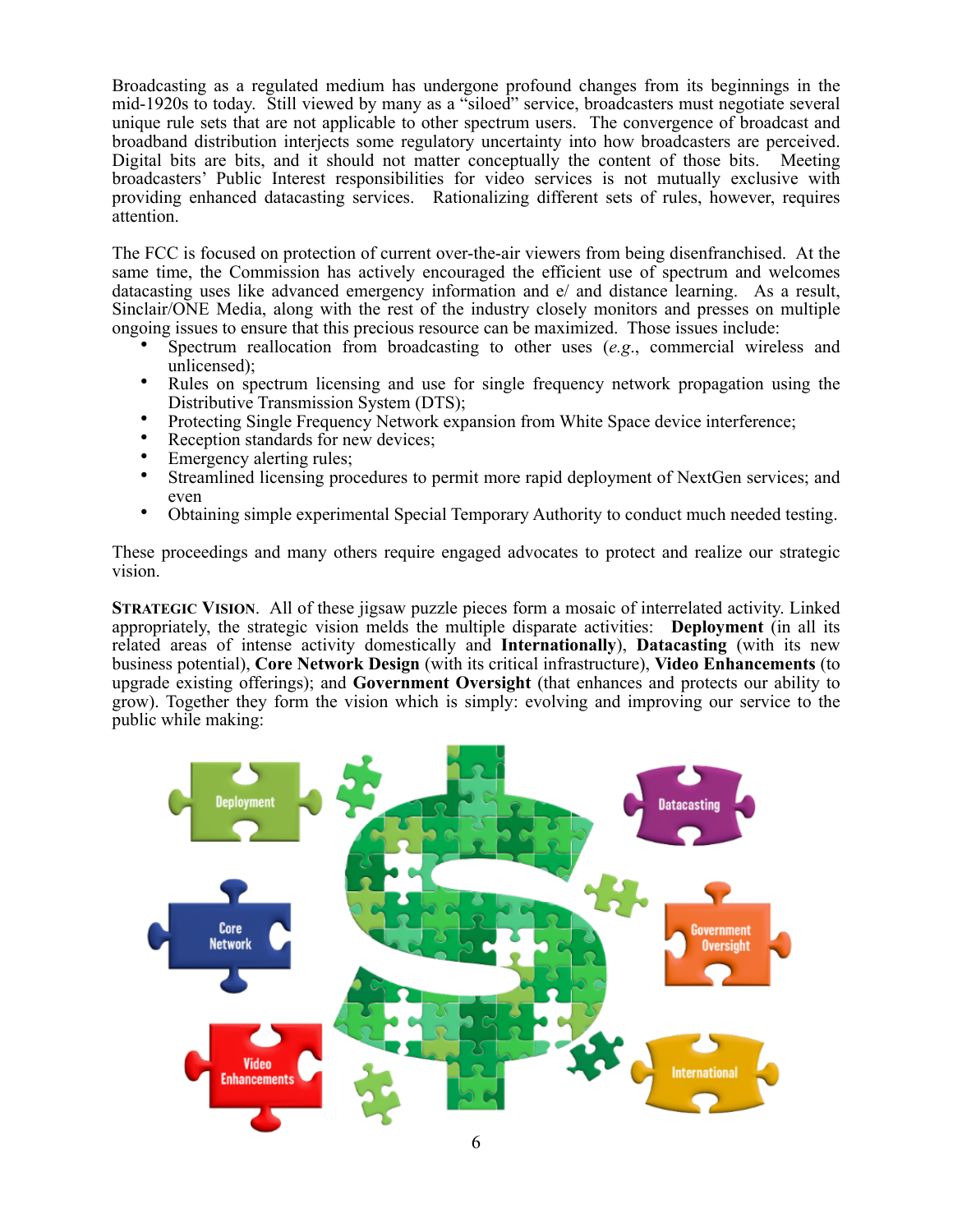Broadcasting as a regulated medium has undergone profound changes from its beginnings in the mid-1920s to today. Still viewed by many as a "siloed" service, broadcasters must negotiate several unique rule sets that are not applicable to other spectrum users. The convergence of broadcast and broadband distribution interjects some regulatory uncertainty into how broadcasters are perceived. Digital bits are bits, and it should not matter conceptually the content of those bits. Meeting broadcasters' Public Interest responsibilities for video services is not mutually exclusive with providing enhanced datacasting services. Rationalizing different sets of rules, however, requires attention.

The FCC is focused on protection of current over-the-air viewers from being disenfranchised. At the same time, the Commission has actively encouraged the efficient use of spectrum and welcomes datacasting uses like advanced emergency information and e/ and distance learning. As a result, Sinclair/ONE Media, along with the rest of the industry closely monitors and presses on multiple ongoing issues to ensure that this precious resource can be maximized. Those issues include:

- Spectrum reallocation from broadcasting to other uses (*e.g*., commercial wireless and unlicensed);
- Rules on spectrum licensing and use for single frequency network propagation using the Distributive Transmission System (DTS);
- Protecting Single Frequency Network expansion from White Space device interference;
- Reception standards for new devices;
- Emergency alerting rules;
- Streamlined licensing procedures to permit more rapid deployment of NextGen services; and even
- Obtaining simple experimental Special Temporary Authority to conduct much needed testing.

These proceedings and many others require engaged advocates to protect and realize our strategic vision.

**STRATEGIC VISION**. All of these jigsaw puzzle pieces form a mosaic of interrelated activity. Linked appropriately, the strategic vision melds the multiple disparate activities: **Deployment** (in all its related areas of intense activity domestically and **Internationally**), **Datacasting** (with its new business potential), **Core Network Design** (with its critical infrastructure), **Video Enhancements** (to upgrade existing offerings); and **Government Oversight** (that enhances and protects our ability to grow). Together they form the vision which is simply: evolving and improving our service to the public while making:

Deployment

Datacasting

Core Network

Government Oversight

Video Enhancements

International